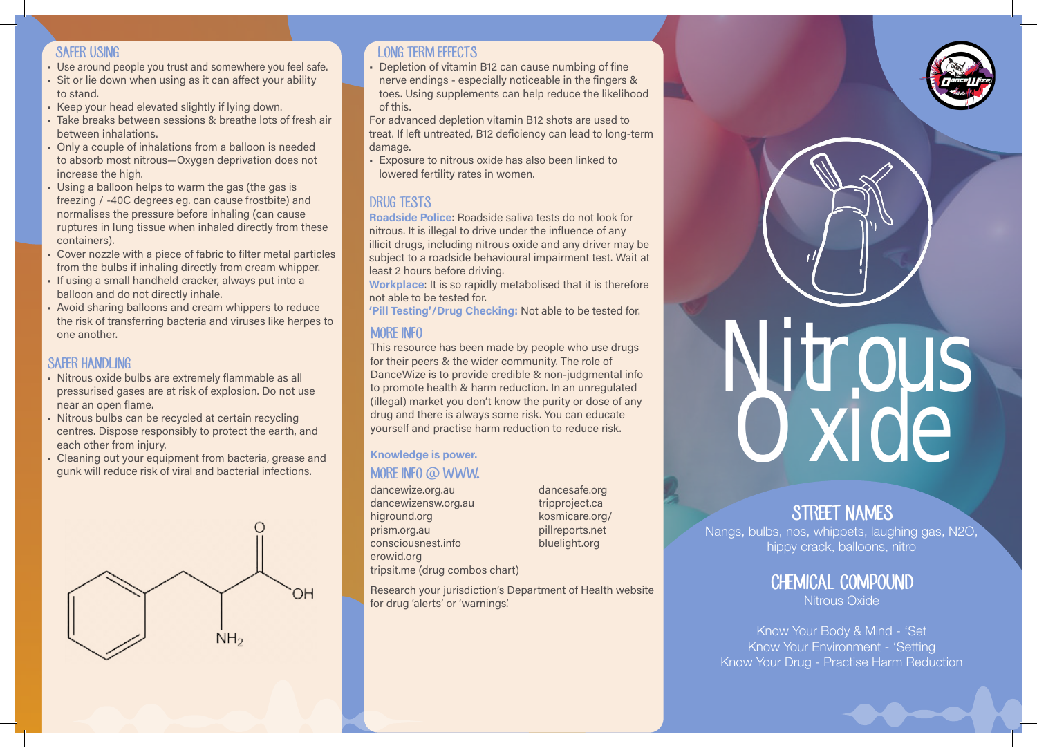## SAFER USING

- Use around people you trust and somewhere you feel safe.
- Sit or lie down when using as it can affect your ability to stand.
- Keep your head elevated slightly if lying down.
- Take breaks between sessions & breathe lots of fresh air between inhalations.
- Only a couple of inhalations from a balloon is needed to absorb most nitrous—Oxygen deprivation does not increase the high.
- Using a balloon helps to warm the gas (the gas is freezing / -40C degrees eg. can cause frostbite) and normalises the pressure before inhaling (can cause ruptures in lung tissue when inhaled directly from these containers).
- Cover nozzle with a piece of fabric to filter metal particles from the bulbs if inhaling directly from cream whipper.
- If using a small handheld cracker, always put into a balloon and do not directly inhale.
- Avoid sharing balloons and cream whippers to reduce the risk of transferring bacteria and viruses like herpes to one another.

## SAFER HANDLING

- Nitrous oxide bulbs are extremely flammable as all pressurised gases are at risk of explosion. Do not use near an open flame.
- Nitrous bulbs can be recycled at certain recycling centres. Dispose responsibly to protect the earth, and each other from injury.
- Cleaning out your equipment from bacteria, grease and gunk will reduce risk of viral and bacterial infections.

## LONG TERM EFFECTS

- Depletion of vitamin B12 can cause numbing of fine nerve endings - especially noticeable in the fingers & toes. Using supplements can help reduce the likelihood of this.

For advanced depletion vitamin B12 shots are used to treat. If left untreated, B12 deficiency can lead to long-term damage.

- Exposure to nitrous oxide has also been linked to lowered fertility rates in women.

## DRUG TESTS

**Roadside Police**: Roadside saliva tests do not look for nitrous. It is illegal to drive under the influence of any illicit drugs, including nitrous oxide and any driver may be subject to a roadside behavioural impairment test. Wait at least 2 hours before driving.

**Workplace**: It is so rapidly metabolised that it is therefore not able to be tested for.

**'Pill Testing'/Drug Checking:** Not able to be tested for.

## MORE INFO

This resource has been made by people who use drugs for their peers & the wider community. The role of DanceWize is to provide credible & non-judgmental info to promote health & harm reduction. In an unregulated (illegal) market you don't know the purity or dose of any drug and there is always some risk. You can educate yourself and practise harm reduction to reduce risk.

**Knowledge is power.**

## MORE INFO @ WWW.

- dancewize.org.au
- dancewizensw.org.au
- higround.org
- prism.org.au
- consciousnest.info
- erowid.org
- tripsit.me (drug combos chart)
- dancesafe.org
- tripproject.ca
- kosmicare.org/
- pillreports.net
- bluelight.org

Research your jurisdiction's Department of Health website for drug 'alerts' or 'warnings'.

# Nitrous Oxide

## STREET NAMES

Nangs, bulbs, nos, whippets, laughing gas, N2O, hippy crack, balloons, nitro

## CHEMICAL COMPOUND

Nitrous Oxide

Know Your Body & Mind - 'Set
Know Your Environment - 'Setting
Know Your Drug - Practise Harm Reduction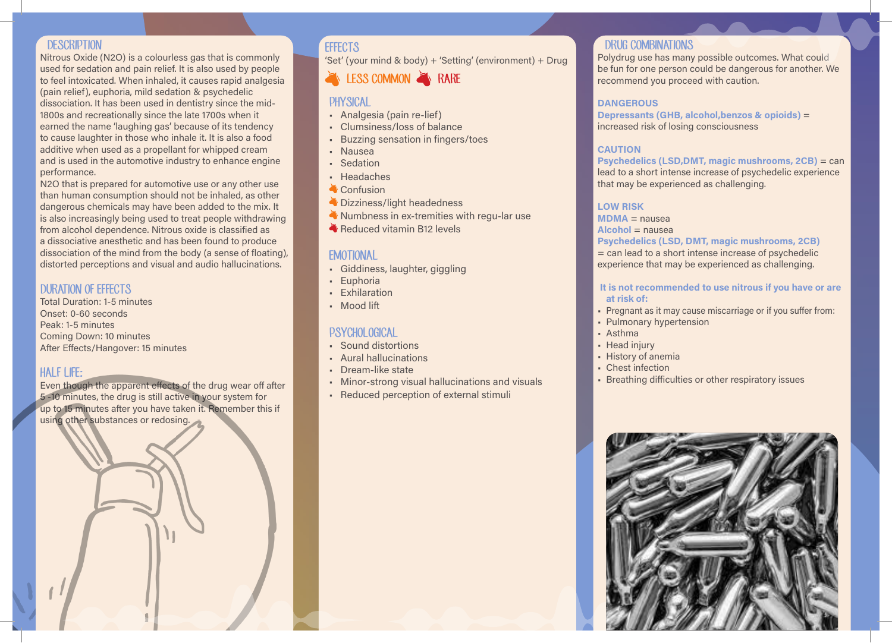## DESCRIPTION

Nitrous Oxide (N2O) is a colourless gas that is commonly used for sedation and pain relief. It is also used by people to feel intoxicated. When inhaled, it causes rapid analgesia (pain relief), euphoria, mild sedation & psychedelic dissociation. It has been used in dentistry since the mid-1800s and recreationally since the late 1700s when it earned the name 'laughing gas' because of its tendency to cause laughter in those who inhale it. It is also a food additive when used as a propellant for whipped cream and is used in the automotive industry to enhance engine performance.

N2O that is prepared for automotive use or any other use than human consumption should not be inhaled, as other dangerous chemicals may have been added to the mix. It is also increasingly being used to treat people withdrawing from alcohol dependence. Nitrous oxide is classified as a dissociative anesthetic and has been found to produce dissociation of the mind from the body (a sense of floating), distorted perceptions and visual and audio hallucinations.

## DURATION OF EFFECTS

Total Duration: 1-5 minutes
Onset: 0-60 seconds
Peak: 1-5 minutes
Coming Down: 10 minutes
After Effects/Hangover: 15 minutes

## HALF LIFE:

Even though the apparent effects of the drug wear off after 5-10 minutes, the drug is still active in your system for up to 15 minutes after you have taken it. Remember this if using other substances or redosing.

## EFFECTS

'Set' (your mind & body) + 'Setting' (environment) + Drug

LESS COMMON RARE

### PHYSICAL

- Analgesia (pain re-lief)
- Clumsiness/loss of balance
- Buzzing sensation in fingers/toes
- Nausea
- Sedation
- Headaches
- Confusion (less common)
- Dizziness/light headedness (less common)
- Numbness in ex-tremities with regu-lar use (less common)
- Reduced vitamin B12 levels (rare)

### EMOTIONAL

- Giddiness, laughter, giggling
- Euphoria
- Exhilaration
- Mood lift

### PSYCHOLOGICAL

- Sound distortions
- Aural hallucinations
- Dream-like state
- Minor-strong visual hallucinations and visuals
- Reduced perception of external stimuli

## DRUG COMBINATIONS

Polydrug use has many possible outcomes. What could be fun for one person could be dangerous for another. We recommend you proceed with caution.

**DANGEROUS**

**Depressants (GHB, alcohol,benzos & opioids)** = increased risk of losing consciousness

**CAUTION**

**Psychedelics (LSD,DMT, magic mushrooms, 2CB)** = can lead to a short intense increase of psychedelic experience that may be experienced as challenging.

**LOW RISK**

**MDMA** = nausea
**Alcohol** = nausea
**Psychedelics (LSD, DMT, magic mushrooms, 2CB)** = can lead to a short intense increase of psychedelic experience that may be experienced as challenging.

**It is not recommended to use nitrous if you have or are at risk of:**

- Pregnant as it may cause miscarriage or if you suffer from:
- Pulmonary hypertension
- Asthma
- Head injury
- History of anemia
- Chest infection
- Breathing difficulties or other respiratory issues